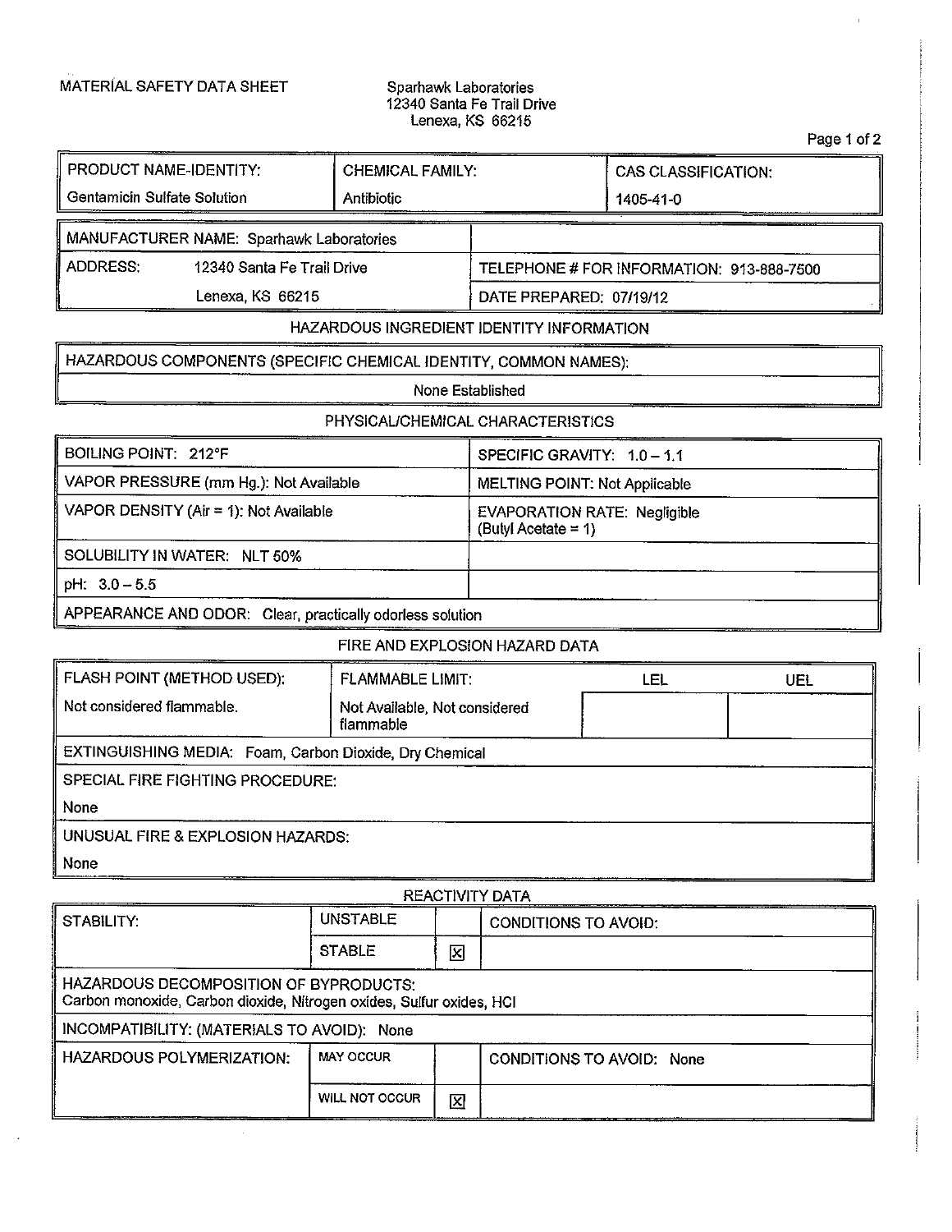MATERIAL SAFETY DATA SHEET

Sparhawk Laboratories
12340 Santa Fe Trail Drive
Lenexa, KS 66215

| PRODUCT NAME-IDENTITY: | CHEMICAL FAMILY: | CAS CLASSIFICATION: |
|---|---|---|
| Gentamicin Sulfate Solution | Antibiotic | 1405-41-0 |

| MANUFACTURER NAME: Sparhawk Laboratories | |
|---|---|
| ADDRESS: 12340 Santa Fe Trail Drive | TELEPHONE # FOR INFORMATION: 913-888-7500 |
| Lenexa, KS 66215 | DATE PREPARED: 07/19/12 |

## HAZARDOUS INGREDIENT IDENTITY INFORMATION

| HAZARDOUS COMPONENTS (SPECIFIC CHEMICAL IDENTITY, COMMON NAMES): |
|---|
| None Established |

## PHYSICAL/CHEMICAL CHARACTERISTICS

| | |
|---|---|
| BOILING POINT: 212°F | SPECIFIC GRAVITY: 1.0 – 1.1 |
| VAPOR PRESSURE (mm Hg.): Not Available | MELTING POINT: Not Applicable |
| VAPOR DENSITY (Air = 1): Not Available | EVAPORATION RATE: Negligible (Butyl Acetate = 1) |
| SOLUBILITY IN WATER: NLT 50% | |
| pH: 3.0 – 5.5 | |
| APPEARANCE AND ODOR: Clear, practically odorless solution | |

## FIRE AND EXPLOSION HAZARD DATA

| FLASH POINT (METHOD USED): | FLAMMABLE LIMIT: | LEL | UEL |
|---|---|---|---|
| Not considered flammable. | Not Available, Not considered flammable | | |
| EXTINGUISHING MEDIA: Foam, Carbon Dioxide, Dry Chemical | | | |
| SPECIAL FIRE FIGHTING PROCEDURE: None | | | |
| UNUSUAL FIRE & EXPLOSION HAZARDS: None | | | |

## REACTIVITY DATA

| STABILITY: | | | CONDITIONS TO AVOID: |
|---|---|---|---|
| | UNSTABLE | | |
| | STABLE | [X] | |
| HAZARDOUS DECOMPOSITION OF BYPRODUCTS: Carbon monoxide, Carbon dioxide, Nitrogen oxides, Sulfur oxides, HCl | | | |
| INCOMPATIBILITY: (MATERIALS TO AVOID): None | | | |
| HAZARDOUS POLYMERIZATION: | MAY OCCUR | | CONDITIONS TO AVOID: None |
| | WILL NOT OCCUR | [X] | |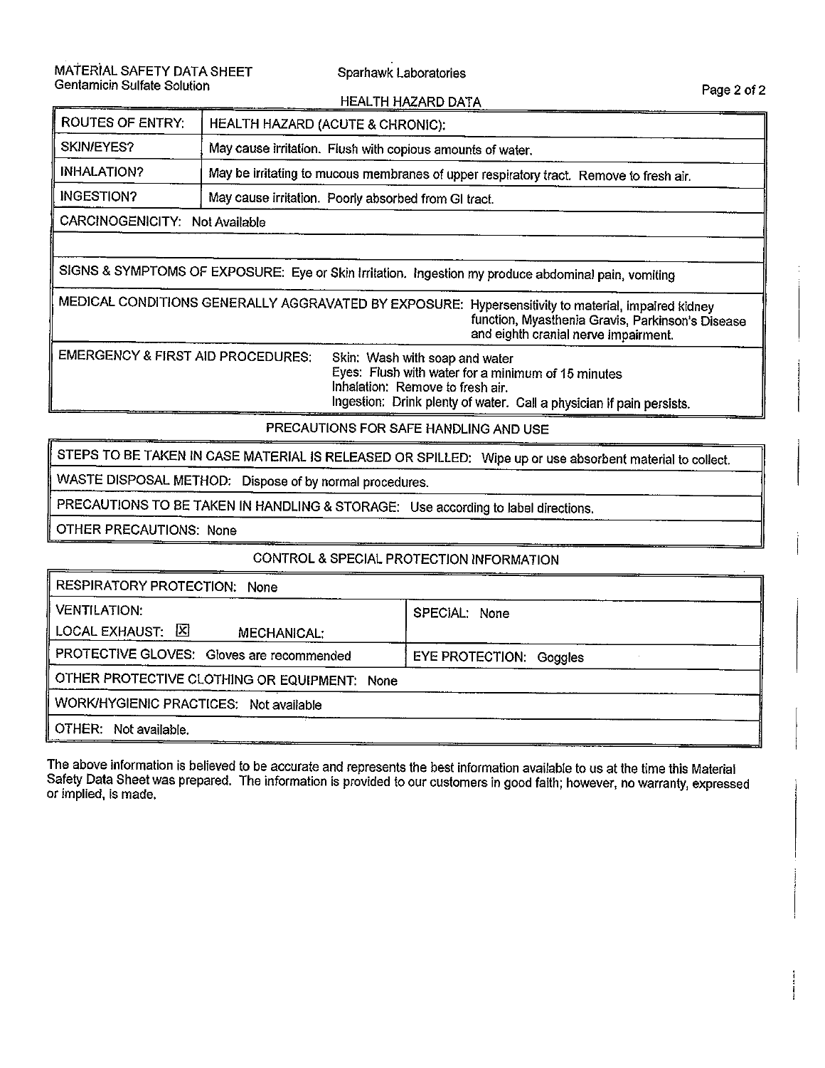MATERIAL SAFETY DATA SHEET
Gentamicin Sulfate Solution

Sparhawk Laboratories

## HEALTH HAZARD DATA

| ROUTES OF ENTRY: | HEALTH HAZARD (ACUTE & CHRONIC): |
|---|---|
| SKIN/EYES? | May cause irritation. Flush with copious amounts of water. |
| INHALATION? | May be irritating to mucous membranes of upper respiratory tract. Remove to fresh air. |
| INGESTION? | May cause irritation. Poorly absorbed from GI tract. |

CARCINOGENICITY: Not Available

SIGNS & SYMPTOMS OF EXPOSURE: Eye or Skin Irritation. Ingestion my produce abdominal pain, vomiting

MEDICAL CONDITIONS GENERALLY AGGRAVATED BY EXPOSURE: Hypersensitivity to material, impaired kidney function, Myasthenia Gravis, Parkinson's Disease and eighth cranial nerve impairment.

EMERGENCY & FIRST AID PROCEDURES:
- Skin: Wash with soap and water
- Eyes: Flush with water for a minimum of 15 minutes
- Inhalation: Remove to fresh air.
- Ingestion: Drink plenty of water. Call a physician if pain persists.

## PRECAUTIONS FOR SAFE HANDLING AND USE

STEPS TO BE TAKEN IN CASE MATERIAL IS RELEASED OR SPILLED: Wipe up or use absorbent material to collect.

WASTE DISPOSAL METHOD: Dispose of by normal procedures.

PRECAUTIONS TO BE TAKEN IN HANDLING & STORAGE: Use according to label directions.

OTHER PRECAUTIONS: None

## CONTROL & SPECIAL PROTECTION INFORMATION

| | |
|---|---|
| RESPIRATORY PROTECTION: None | |
| VENTILATION: LOCAL EXHAUST: ☒ MECHANICAL: | SPECIAL: None |
| PROTECTIVE GLOVES: Gloves are recommended | EYE PROTECTION: Goggles |
| OTHER PROTECTIVE CLOTHING OR EQUIPMENT: None | |
| WORK/HYGIENIC PRACTICES: Not available | |
| OTHER: Not available. | |

The above information is believed to be accurate and represents the best information available to us at the time this Material Safety Data Sheet was prepared. The information is provided to our customers in good faith; however, no warranty, expressed or implied, is made.